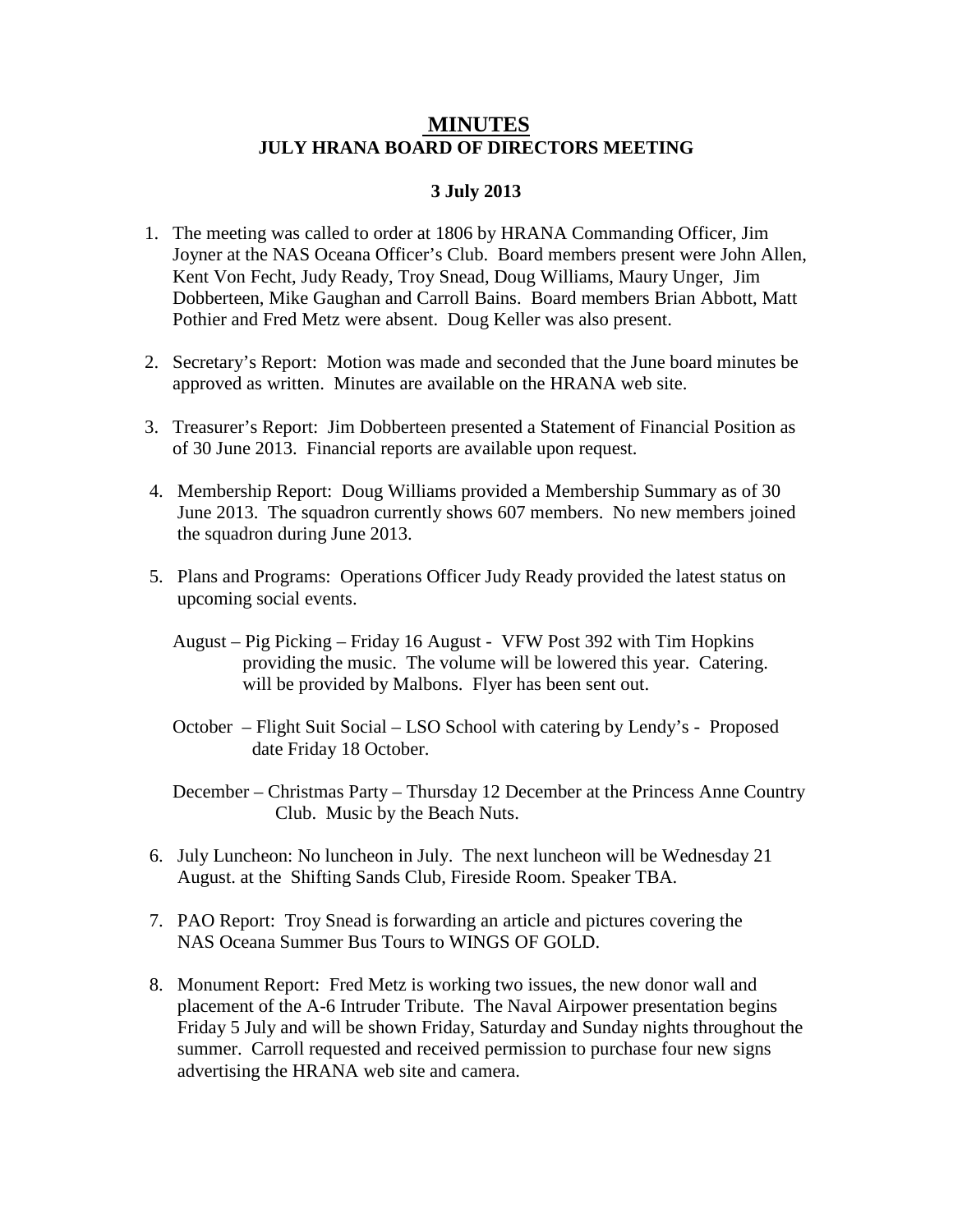# MINUTES

## JULY HRANA BOARD OF DIRECTORS MEETING

**3 July 2013**

1. The meeting was called to order at 1806 by HRANA Commanding Officer, Jim Joyner at the NAS Oceana Officer's Club. Board members present were John Allen, Kent Von Fecht, Judy Ready, Troy Snead, Doug Williams, Maury Unger, Jim Dobberteen, Mike Gaughan and Carroll Bains. Board members Brian Abbott, Matt Pothier and Fred Metz were absent. Doug Keller was also present.

2. Secretary's Report: Motion was made and seconded that the June board minutes be approved as written. Minutes are available on the HRANA web site.

3. Treasurer's Report: Jim Dobberteen presented a Statement of Financial Position as of 30 June 2013. Financial reports are available upon request.

4. Membership Report: Doug Williams provided a Membership Summary as of 30 June 2013. The squadron currently shows 607 members. No new members joined the squadron during June 2013.

5. Plans and Programs: Operations Officer Judy Ready provided the latest status on upcoming social events.

   August – Pig Picking – Friday 16 August - VFW Post 392 with Tim Hopkins providing the music. The volume will be lowered this year. Catering. will be provided by Malbons. Flyer has been sent out.

   October – Flight Suit Social – LSO School with catering by Lendy's - Proposed date Friday 18 October.

   December – Christmas Party – Thursday 12 December at the Princess Anne Country Club. Music by the Beach Nuts.

6. July Luncheon: No luncheon in July. The next luncheon will be Wednesday 21 August. at the Shifting Sands Club, Fireside Room. Speaker TBA.

7. PAO Report: Troy Snead is forwarding an article and pictures covering the NAS Oceana Summer Bus Tours to WINGS OF GOLD.

8. Monument Report: Fred Metz is working two issues, the new donor wall and placement of the A-6 Intruder Tribute. The Naval Airpower presentation begins Friday 5 July and will be shown Friday, Saturday and Sunday nights throughout the summer. Carroll requested and received permission to purchase four new signs advertising the HRANA web site and camera.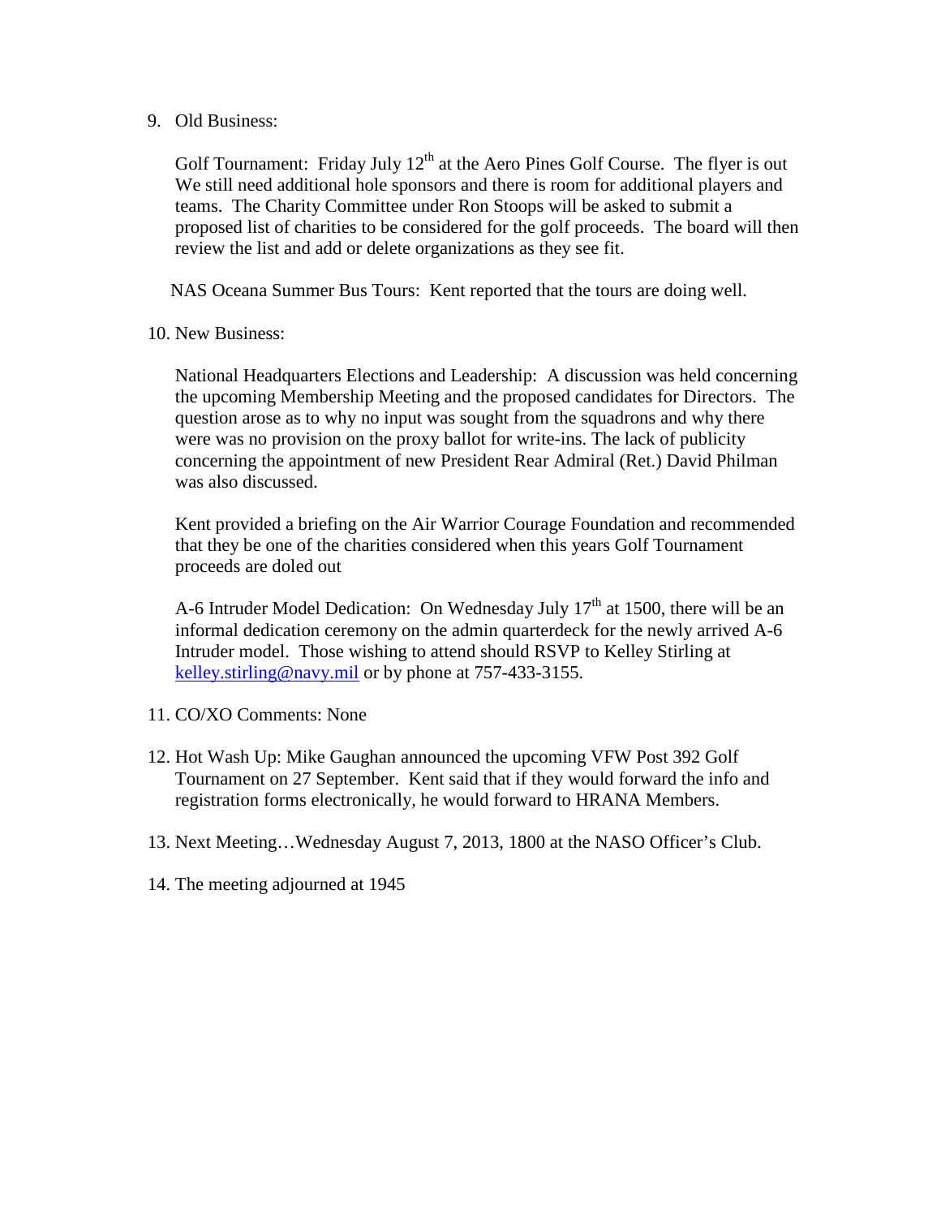9. Old Business:

   Golf Tournament: Friday July 12th at the Aero Pines Golf Course. The flyer is out We still need additional hole sponsors and there is room for additional players and teams. The Charity Committee under Ron Stoops will be asked to submit a proposed list of charities to be considered for the golf proceeds. The board will then review the list and add or delete organizations as they see fit.

   NAS Oceana Summer Bus Tours: Kent reported that the tours are doing well.

10. New Business:

    National Headquarters Elections and Leadership: A discussion was held concerning the upcoming Membership Meeting and the proposed candidates for Directors. The question arose as to why no input was sought from the squadrons and why there were was no provision on the proxy ballot for write-ins. The lack of publicity concerning the appointment of new President Rear Admiral (Ret.) David Philman was also discussed.

    Kent provided a briefing on the Air Warrior Courage Foundation and recommended that they be one of the charities considered when this years Golf Tournament proceeds are doled out

    A-6 Intruder Model Dedication: On Wednesday July 17th at 1500, there will be an informal dedication ceremony on the admin quarterdeck for the newly arrived A-6 Intruder model. Those wishing to attend should RSVP to Kelley Stirling at [kelley.stirling@navy.mil](mailto:kelley.stirling@navy.mil) or by phone at 757-433-3155.

11. CO/XO Comments: None

12. Hot Wash Up: Mike Gaughan announced the upcoming VFW Post 392 Golf Tournament on 27 September. Kent said that if they would forward the info and registration forms electronically, he would forward to HRANA Members.

13. Next Meeting…Wednesday August 7, 2013, 1800 at the NASO Officer's Club.

14. The meeting adjourned at 1945